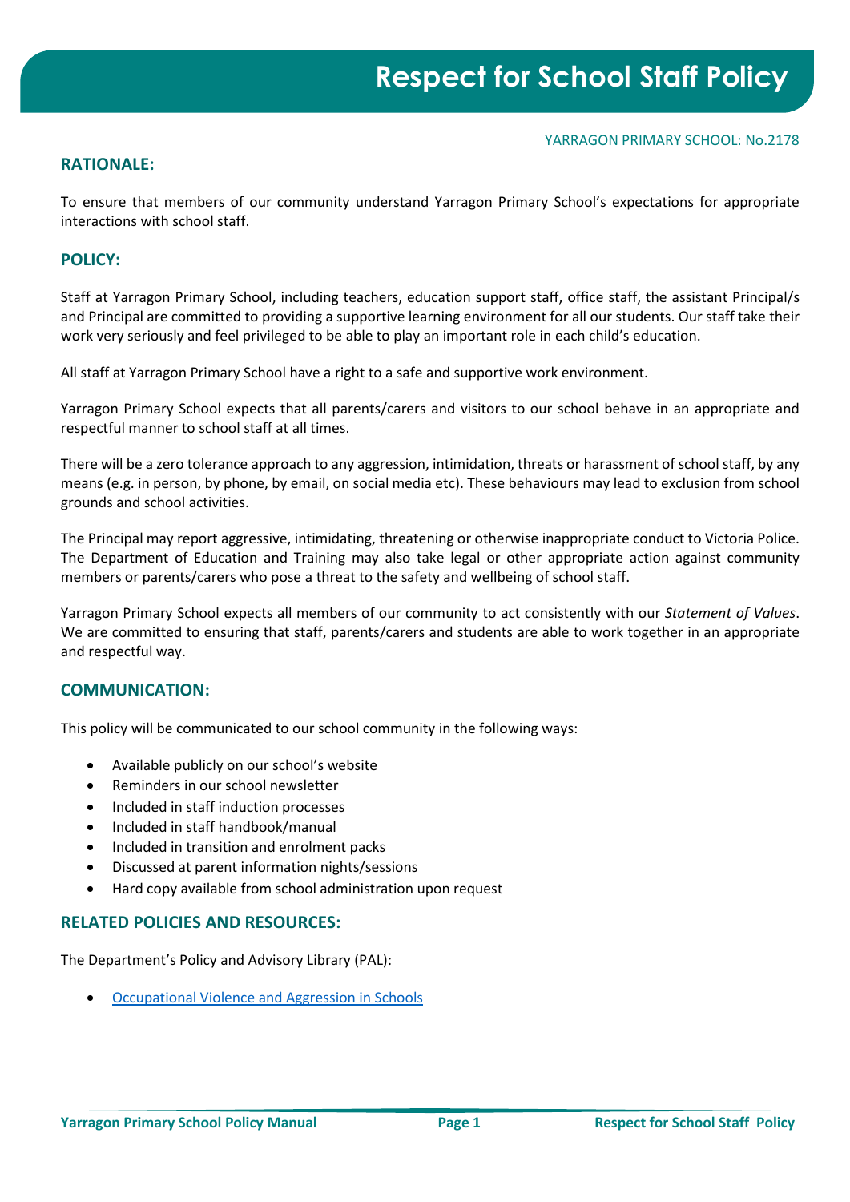# Respect for School Staff Policy

YARRAGON PRIMARY SCHOOL: No.2178

## RATIONALE:

To ensure that members of our community understand Yarragon Primary School's expectations for appropriate interactions with school staff.

## POLICY:

Staff at Yarragon Primary School, including teachers, education support staff, office staff, the assistant Principal/s and Principal are committed to providing a supportive learning environment for all our students. Our staff take their work very seriously and feel privileged to be able to play an important role in each child's education.

All staff at Yarragon Primary School have a right to a safe and supportive work environment.

Yarragon Primary School expects that all parents/carers and visitors to our school behave in an appropriate and respectful manner to school staff at all times.

There will be a zero tolerance approach to any aggression, intimidation, threats or harassment of school staff, by any means (e.g. in person, by phone, by email, on social media etc). These behaviours may lead to exclusion from school grounds and school activities.

The Principal may report aggressive, intimidating, threatening or otherwise inappropriate conduct to Victoria Police. The Department of Education and Training may also take legal or other appropriate action against community members or parents/carers who pose a threat to the safety and wellbeing of school staff.

Yarragon Primary School expects all members of our community to act consistently with our *Statement of Values*. We are committed to ensuring that staff, parents/carers and students are able to work together in an appropriate and respectful way.

## COMMUNICATION:

This policy will be communicated to our school community in the following ways:

- Available publicly on our school's website
- Reminders in our school newsletter
- Included in staff induction processes
- Included in staff handbook/manual
- Included in transition and enrolment packs
- Discussed at parent information nights/sessions
- Hard copy available from school administration upon request

## RELATED POLICIES AND RESOURCES:

The Department's Policy and Advisory Library (PAL):

- Occupational Violence and Aggression in Schools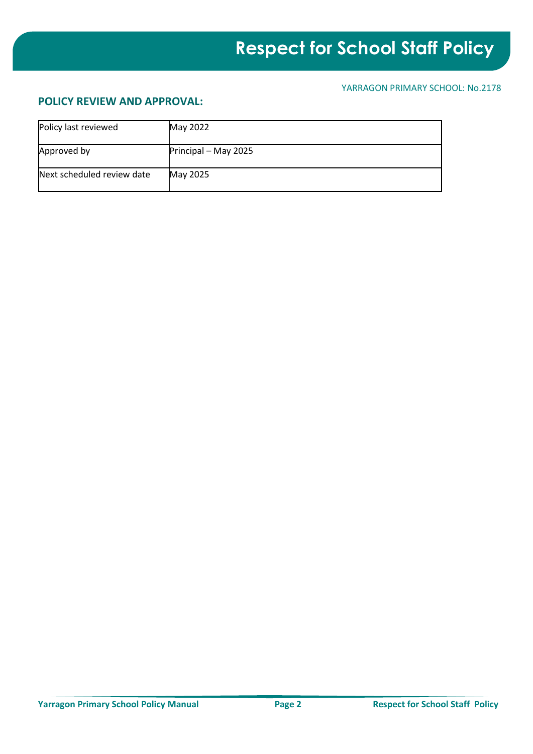## POLICY REVIEW AND APPROVAL:

| | |
|---|---|
| Policy last reviewed | May 2022 |
| Approved by | Principal – May 2025 |
| Next scheduled review date | May 2025 |